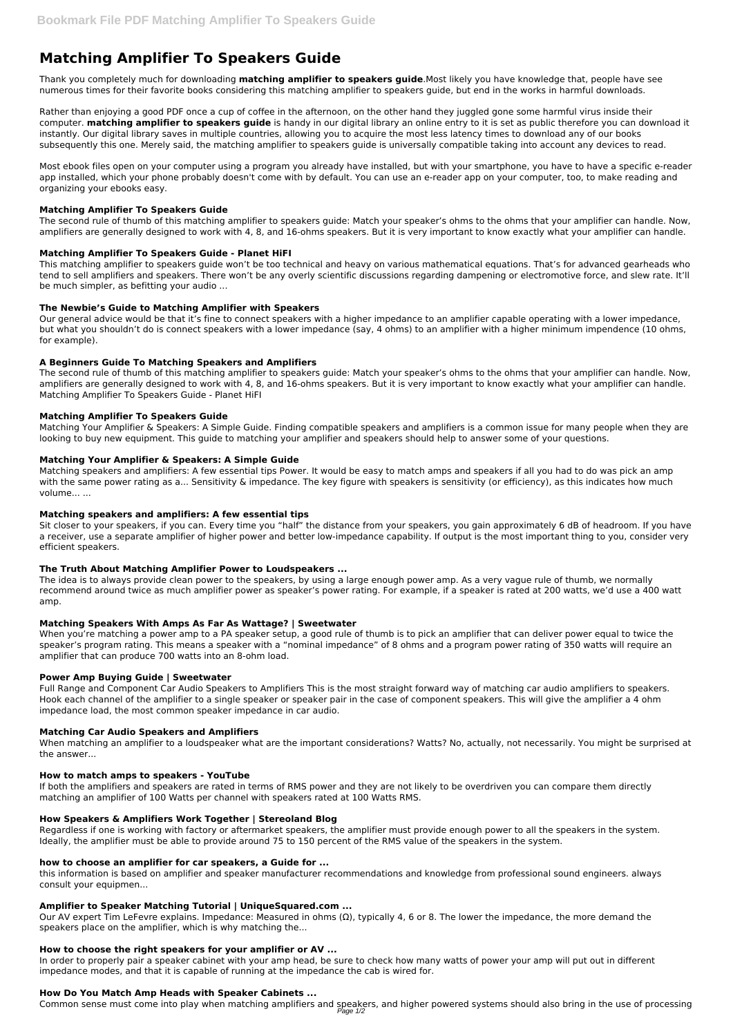# Matching Amplifier To Speakers Guide

Thank you completely much for downloading **matching amplifier to speakers guide**.Most likely you have knowledge that, people have see numerous times for their favorite books considering this matching amplifier to speakers guide, but end in the works in harmful downloads.

Rather than enjoying a good PDF once a cup of coffee in the afternoon, on the other hand they juggled gone some harmful virus inside their computer. **matching amplifier to speakers guide** is handy in our digital library an online entry to it is set as public therefore you can download it instantly. Our digital library saves in multiple countries, allowing you to acquire the most less latency times to download any of our books subsequently this one. Merely said, the matching amplifier to speakers guide is universally compatible taking into account any devices to read.

Most ebook files open on your computer using a program you already have installed, but with your smartphone, you have to have a specific e-reader app installed, which your phone probably doesn't come with by default. You can use an e-reader app on your computer, too, to make reading and organizing your ebooks easy.

### Matching Amplifier To Speakers Guide

The second rule of thumb of this matching amplifier to speakers guide: Match your speaker's ohms to the ohms that your amplifier can handle. Now, amplifiers are generally designed to work with 4, 8, and 16-ohms speakers. But it is very important to know exactly what your amplifier can handle.

### Matching Amplifier To Speakers Guide - Planet HiFI

This matching amplifier to speakers guide won't be too technical and heavy on various mathematical equations. That's for advanced gearheads who tend to sell amplifiers and speakers. There won't be any overly scientific discussions regarding dampening or electromotive force, and slew rate. It'll be much simpler, as befitting your audio ...

### The Newbie's Guide to Matching Amplifier with Speakers

Our general advice would be that it's fine to connect speakers with a higher impedance to an amplifier capable operating with a lower impedance, but what you shouldn't do is connect speakers with a lower impedance (say, 4 ohms) to an amplifier with a higher minimum impendence (10 ohms, for example).

### A Beginners Guide To Matching Speakers and Amplifiers

The second rule of thumb of this matching amplifier to speakers guide: Match your speaker's ohms to the ohms that your amplifier can handle. Now, amplifiers are generally designed to work with 4, 8, and 16-ohms speakers. But it is very important to know exactly what your amplifier can handle. Matching Amplifier To Speakers Guide - Planet HiFI

### Matching Amplifier To Speakers Guide

Matching Your Amplifier & Speakers: A Simple Guide. Finding compatible speakers and amplifiers is a common issue for many people when they are looking to buy new equipment. This guide to matching your amplifier and speakers should help to answer some of your questions.

### Matching Your Amplifier & Speakers: A Simple Guide

Matching speakers and amplifiers: A few essential tips Power. It would be easy to match amps and speakers if all you had to do was pick an amp with the same power rating as a... Sensitivity & impedance. The key figure with speakers is sensitivity (or efficiency), as this indicates how much volume... ...

### Matching speakers and amplifiers: A few essential tips

Sit closer to your speakers, if you can. Every time you "half" the distance from your speakers, you gain approximately 6 dB of headroom. If you have a receiver, use a separate amplifier of higher power and better low-impedance capability. If output is the most important thing to you, consider very efficient speakers.

### The Truth About Matching Amplifier Power to Loudspeakers ...

The idea is to always provide clean power to the speakers, by using a large enough power amp. As a very vague rule of thumb, we normally recommend around twice as much amplifier power as speaker's power rating. For example, if a speaker is rated at 200 watts, we'd use a 400 watt amp.

### Matching Speakers With Amps As Far As Wattage? | Sweetwater

When you're matching a power amp to a PA speaker setup, a good rule of thumb is to pick an amplifier that can deliver power equal to twice the speaker's program rating. This means a speaker with a "nominal impedance" of 8 ohms and a program power rating of 350 watts will require an amplifier that can produce 700 watts into an 8-ohm load.

### Power Amp Buying Guide | Sweetwater

Full Range and Component Car Audio Speakers to Amplifiers This is the most straight forward way of matching car audio amplifiers to speakers. Hook each channel of the amplifier to a single speaker or speaker pair in the case of component speakers. This will give the amplifier a 4 ohm impedance load, the most common speaker impedance in car audio.

### Matching Car Audio Speakers and Amplifiers

When matching an amplifier to a loudspeaker what are the important considerations? Watts? No, actually, not necessarily. You might be surprised at the answer...

### How to match amps to speakers - YouTube

If both the amplifiers and speakers are rated in terms of RMS power and they are not likely to be overdriven you can compare them directly matching an amplifier of 100 Watts per channel with speakers rated at 100 Watts RMS.

### How Speakers & Amplifiers Work Together | Stereoland Blog

Regardless if one is working with factory or aftermarket speakers, the amplifier must provide enough power to all the speakers in the system. Ideally, the amplifier must be able to provide around 75 to 150 percent of the RMS value of the speakers in the system.

### how to choose an amplifier for car speakers, a Guide for ...

this information is based on amplifier and speaker manufacturer recommendations and knowledge from professional sound engineers. always consult your equipmen...

### Amplifier to Speaker Matching Tutorial | UniqueSquared.com ...

Our AV expert Tim LeFevre explains. Impedance: Measured in ohms (Ω), typically 4, 6 or 8. The lower the impedance, the more demand the speakers place on the amplifier, which is why matching the...

### How to choose the right speakers for your amplifier or AV ...

In order to properly pair a speaker cabinet with your amp head, be sure to check how many watts of power your amp will put out in different impedance modes, and that it is capable of running at the impedance the cab is wired for.

### How Do You Match Amp Heads with Speaker Cabinets ...

Common sense must come into play when matching amplifiers and speakers, and higher powered systems should also bring in the use of processing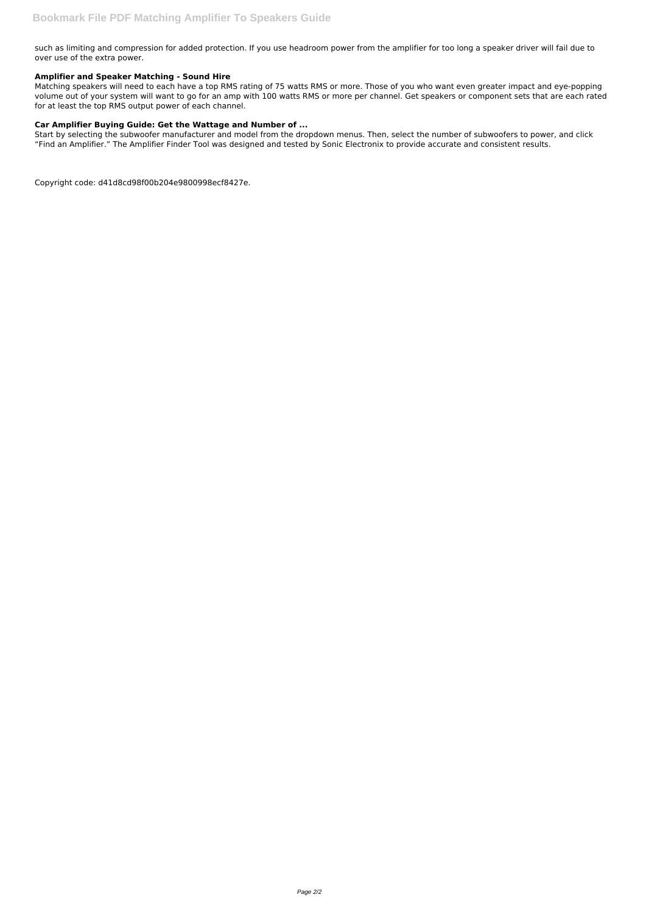such as limiting and compression for added protection. If you use headroom power from the amplifier for too long a speaker driver will fail due to over use of the extra power.

**Amplifier and Speaker Matching - Sound Hire**

Matching speakers will need to each have a top RMS rating of 75 watts RMS or more. Those of you who want even greater impact and eye-popping volume out of your system will want to go for an amp with 100 watts RMS or more per channel. Get speakers or component sets that are each rated for at least the top RMS output power of each channel.

**Car Amplifier Buying Guide: Get the Wattage and Number of ...**

Start by selecting the subwoofer manufacturer and model from the dropdown menus. Then, select the number of subwoofers to power, and click "Find an Amplifier." The Amplifier Finder Tool was designed and tested by Sonic Electronix to provide accurate and consistent results.

Copyright code: d41d8cd98f00b204e9800998ecf8427e.